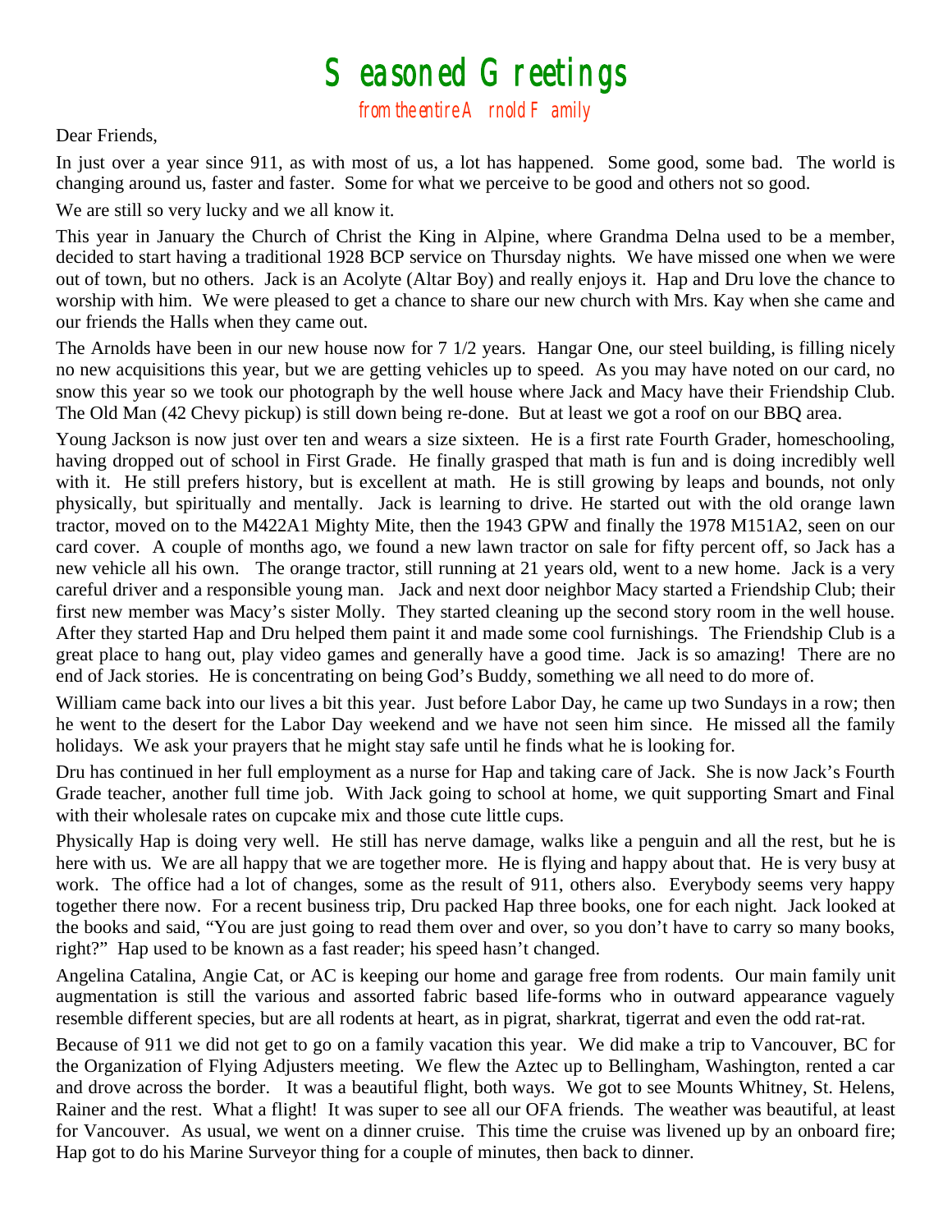# Seasoned Greetings

from the entire Arnold Family

Dear Friends,

In just over a year since 911, as with most of us, a lot has happened. Some good, some bad. The world is changing around us, faster and faster. Some for what we perceive to be good and others not so good.

We are still so very lucky and we all know it.

This year in January the Church of Christ the King in Alpine, where Grandma Delna used to be a member, decided to start having a traditional 1928 BCP service on Thursday nights. We have missed one when we were out of town, but no others. Jack is an Acolyte (Altar Boy) and really enjoys it. Hap and Dru love the chance to worship with him. We were pleased to get a chance to share our new church with Mrs. Kay when she came and our friends the Halls when they came out.

The Arnolds have been in our new house now for 7 1/2 years. Hangar One, our steel building, is filling nicely no new acquisitions this year, but we are getting vehicles up to speed. As you may have noted on our card, no snow this year so we took our photograph by the well house where Jack and Macy have their Friendship Club. The Old Man (42 Chevy pickup) is still down being re-done. But at least we got a roof on our BBQ area.

Young Jackson is now just over ten and wears a size sixteen. He is a first rate Fourth Grader, homeschooling, having dropped out of school in First Grade. He finally grasped that math is fun and is doing incredibly well with it. He still prefers history, but is excellent at math. He is still growing by leaps and bounds, not only physically, but spiritually and mentally. Jack is learning to drive. He started out with the old orange lawn tractor, moved on to the M422A1 Mighty Mite, then the 1943 GPW and finally the 1978 M151A2, seen on our card cover. A couple of months ago, we found a new lawn tractor on sale for fifty percent off, so Jack has a new vehicle all his own. The orange tractor, still running at 21 years old, went to a new home. Jack is a very careful driver and a responsible young man. Jack and next door neighbor Macy started a Friendship Club; their first new member was Macy's sister Molly. They started cleaning up the second story room in the well house. After they started Hap and Dru helped them paint it and made some cool furnishings. The Friendship Club is a great place to hang out, play video games and generally have a good time. Jack is so amazing! There are no end of Jack stories. He is concentrating on being God's Buddy, something we all need to do more of.

William came back into our lives a bit this year. Just before Labor Day, he came up two Sundays in a row; then he went to the desert for the Labor Day weekend and we have not seen him since. He missed all the family holidays. We ask your prayers that he might stay safe until he finds what he is looking for.

Dru has continued in her full employment as a nurse for Hap and taking care of Jack. She is now Jack's Fourth Grade teacher, another full time job. With Jack going to school at home, we quit supporting Smart and Final with their wholesale rates on cupcake mix and those cute little cups.

Physically Hap is doing very well. He still has nerve damage, walks like a penguin and all the rest, but he is here with us. We are all happy that we are together more. He is flying and happy about that. He is very busy at work. The office had a lot of changes, some as the result of 911, others also. Everybody seems very happy together there now. For a recent business trip, Dru packed Hap three books, one for each night. Jack looked at the books and said, "You are just going to read them over and over, so you don't have to carry so many books, right?" Hap used to be known as a fast reader; his speed hasn't changed.

Angelina Catalina, Angie Cat, or AC is keeping our home and garage free from rodents. Our main family unit augmentation is still the various and assorted fabric based life-forms who in outward appearance vaguely resemble different species, but are all rodents at heart, as in pigrat, sharkrat, tigerrat and even the odd rat-rat.

Because of 911 we did not get to go on a family vacation this year. We did make a trip to Vancouver, BC for the Organization of Flying Adjusters meeting. We flew the Aztec up to Bellingham, Washington, rented a car and drove across the border. It was a beautiful flight, both ways. We got to see Mounts Whitney, St. Helens, Rainer and the rest. What a flight! It was super to see all our OFA friends. The weather was beautiful, at least for Vancouver. As usual, we went on a dinner cruise. This time the cruise was livened up by an onboard fire; Hap got to do his Marine Surveyor thing for a couple of minutes, then back to dinner.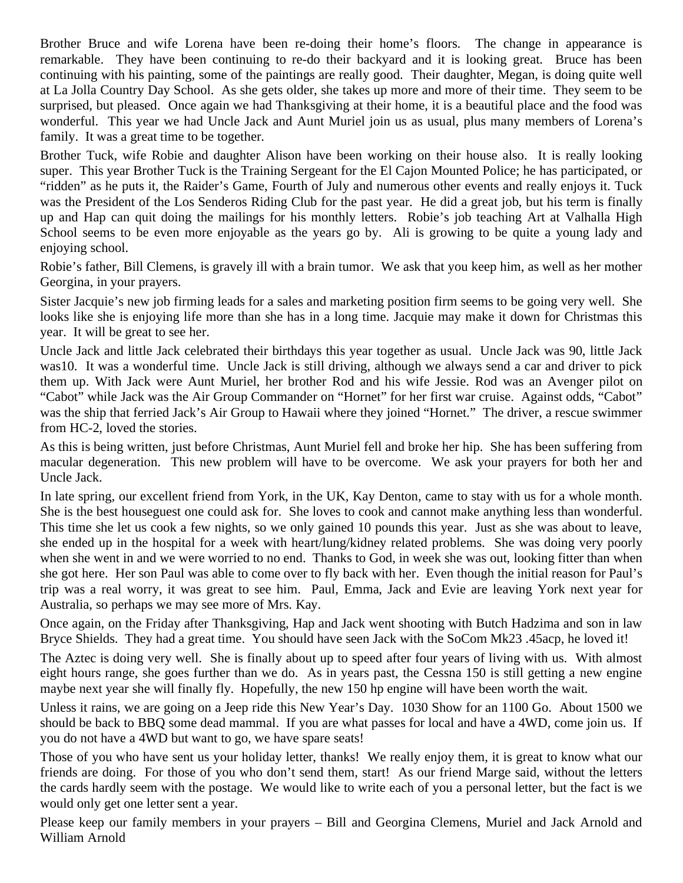Brother Bruce and wife Lorena have been re-doing their home's floors. The change in appearance is remarkable. They have been continuing to re-do their backyard and it is looking great. Bruce has been continuing with his painting, some of the paintings are really good. Their daughter, Megan, is doing quite well at La Jolla Country Day School. As she gets older, she takes up more and more of their time. They seem to be surprised, but pleased. Once again we had Thanksgiving at their home, it is a beautiful place and the food was wonderful. This year we had Uncle Jack and Aunt Muriel join us as usual, plus many members of Lorena's family. It was a great time to be together.

Brother Tuck, wife Robie and daughter Alison have been working on their house also. It is really looking super. This year Brother Tuck is the Training Sergeant for the El Cajon Mounted Police; he has participated, or "ridden" as he puts it, the Raider's Game, Fourth of July and numerous other events and really enjoys it. Tuck was the President of the Los Senderos Riding Club for the past year. He did a great job, but his term is finally up and Hap can quit doing the mailings for his monthly letters. Robie's job teaching Art at Valhalla High School seems to be even more enjoyable as the years go by. Ali is growing to be quite a young lady and enjoying school.

Robie's father, Bill Clemens, is gravely ill with a brain tumor. We ask that you keep him, as well as her mother Georgina, in your prayers.

Sister Jacquie's new job firming leads for a sales and marketing position firm seems to be going very well. She looks like she is enjoying life more than she has in a long time. Jacquie may make it down for Christmas this year. It will be great to see her.

Uncle Jack and little Jack celebrated their birthdays this year together as usual. Uncle Jack was 90, little Jack was10. It was a wonderful time. Uncle Jack is still driving, although we always send a car and driver to pick them up. With Jack were Aunt Muriel, her brother Rod and his wife Jessie. Rod was an Avenger pilot on "Cabot" while Jack was the Air Group Commander on "Hornet" for her first war cruise. Against odds, "Cabot" was the ship that ferried Jack's Air Group to Hawaii where they joined "Hornet." The driver, a rescue swimmer from HC-2, loved the stories.

As this is being written, just before Christmas, Aunt Muriel fell and broke her hip. She has been suffering from macular degeneration. This new problem will have to be overcome. We ask your prayers for both her and Uncle Jack.

In late spring, our excellent friend from York, in the UK, Kay Denton, came to stay with us for a whole month. She is the best houseguest one could ask for. She loves to cook and cannot make anything less than wonderful. This time she let us cook a few nights, so we only gained 10 pounds this year. Just as she was about to leave, she ended up in the hospital for a week with heart/lung/kidney related problems. She was doing very poorly when she went in and we were worried to no end. Thanks to God, in week she was out, looking fitter than when she got here. Her son Paul was able to come over to fly back with her. Even though the initial reason for Paul's trip was a real worry, it was great to see him. Paul, Emma, Jack and Evie are leaving York next year for Australia, so perhaps we may see more of Mrs. Kay.

Once again, on the Friday after Thanksgiving, Hap and Jack went shooting with Butch Hadzima and son in law Bryce Shields. They had a great time. You should have seen Jack with the SoCom Mk23 .45acp, he loved it!

The Aztec is doing very well. She is finally about up to speed after four years of living with us. With almost eight hours range, she goes further than we do. As in years past, the Cessna 150 is still getting a new engine maybe next year she will finally fly. Hopefully, the new 150 hp engine will have been worth the wait.

Unless it rains, we are going on a Jeep ride this New Year's Day. 1030 Show for an 1100 Go. About 1500 we should be back to BBQ some dead mammal. If you are what passes for local and have a 4WD, come join us. If you do not have a 4WD but want to go, we have spare seats!

Those of you who have sent us your holiday letter, thanks! We really enjoy them, it is great to know what our friends are doing. For those of you who don't send them, start! As our friend Marge said, without the letters the cards hardly seem with the postage. We would like to write each of you a personal letter, but the fact is we would only get one letter sent a year.

Please keep our family members in your prayers – Bill and Georgina Clemens, Muriel and Jack Arnold and William Arnold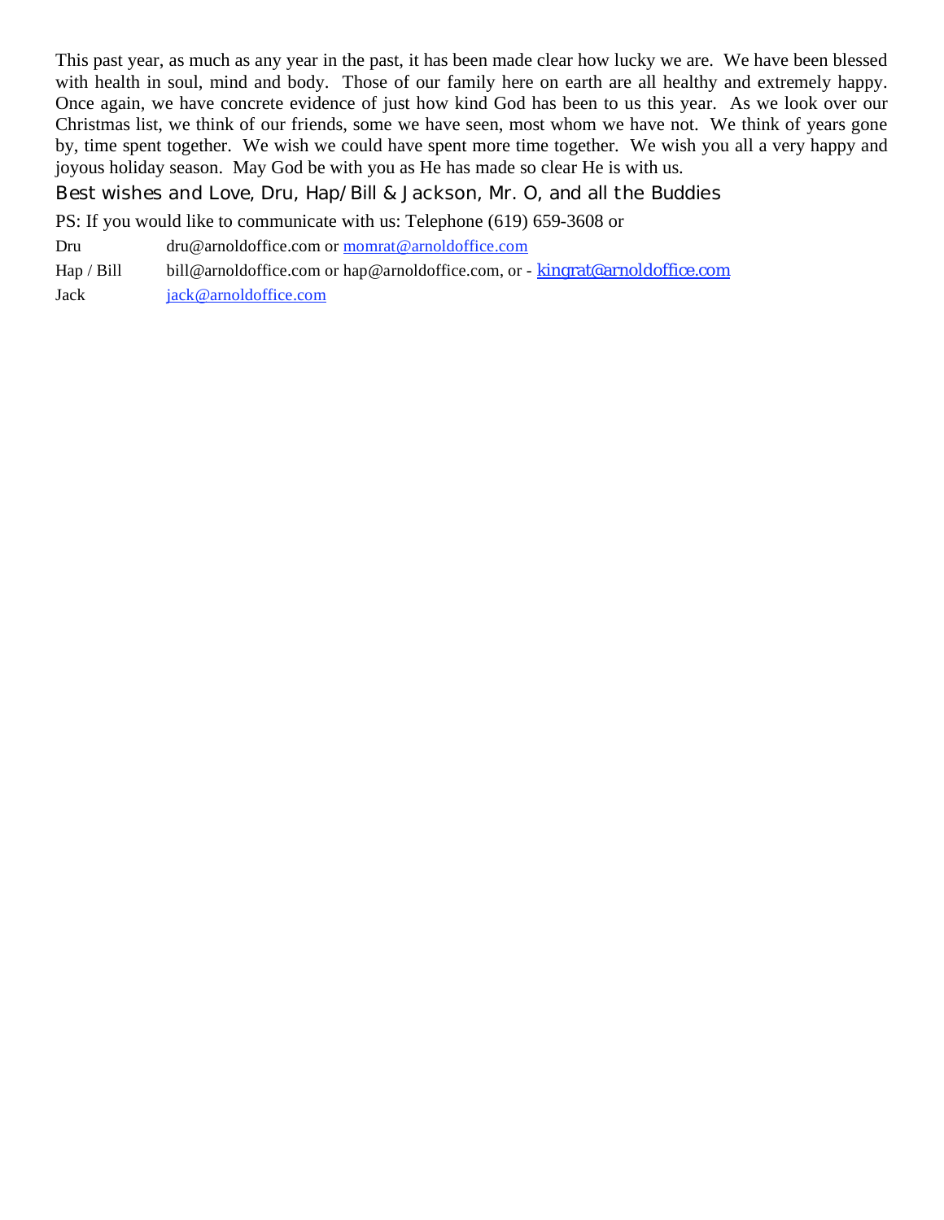This past year, as much as any year in the past, it has been made clear how lucky we are. We have been blessed with health in soul, mind and body. Those of our family here on earth are all healthy and extremely happy. Once again, we have concrete evidence of just how kind God has been to us this year. As we look over our Christmas list, we think of our friends, some we have seen, most whom we have not. We think of years gone by, time spent together. We wish we could have spent more time together. We wish you all a very happy and joyous holiday season. May God be with you as He has made so clear He is with us.

Best wishes and Love, Dru, Hap/Bill & Jackson, Mr. O, and all the Buddies

PS: If you would like to communicate with us: Telephone (619) 659-3608 or

| | |
|---|---|
| Dru | dru@arnoldoffice.com or momrat@arnoldoffice.com |
| Hap / Bill | bill@arnoldoffice.com or hap@arnoldoffice.com, or - kingrat@arnoldoffice.com |
| Jack | jack@arnoldoffice.com |